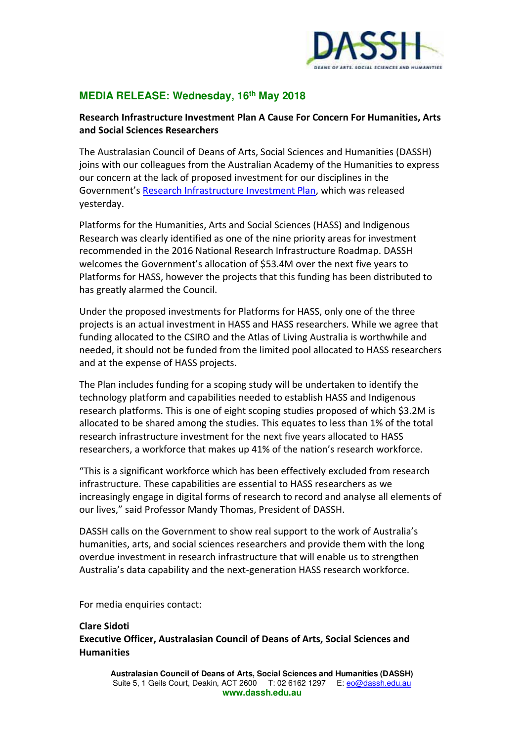## MEDIA RELEASE: Wednesday, 16th May 2018

**Research Infrastructure Investment Plan A Cause For Concern For Humanities, Arts and Social Sciences Researchers**

The Australasian Council of Deans of Arts, Social Sciences and Humanities (DASSH) joins with our colleagues from the Australian Academy of the Humanities to express our concern at the lack of proposed investment for our disciplines in the Government's Research Infrastructure Investment Plan, which was released yesterday.

Platforms for the Humanities, Arts and Social Sciences (HASS) and Indigenous Research was clearly identified as one of the nine priority areas for investment recommended in the 2016 National Research Infrastructure Roadmap. DASSH welcomes the Government's allocation of $53.4M over the next five years to Platforms for HASS, however the projects that this funding has been distributed to has greatly alarmed the Council.

Under the proposed investments for Platforms for HASS, only one of the three projects is an actual investment in HASS and HASS researchers. While we agree that funding allocated to the CSIRO and the Atlas of Living Australia is worthwhile and needed, it should not be funded from the limited pool allocated to HASS researchers and at the expense of HASS projects.

The Plan includes funding for a scoping study will be undertaken to identify the technology platform and capabilities needed to establish HASS and Indigenous research platforms. This is one of eight scoping studies proposed of which $3.2M is allocated to be shared among the studies. This equates to less than 1% of the total research infrastructure investment for the next five years allocated to HASS researchers, a workforce that makes up 41% of the nation's research workforce.

"This is a significant workforce which has been effectively excluded from research infrastructure. These capabilities are essential to HASS researchers as we increasingly engage in digital forms of research to record and analyse all elements of our lives," said Professor Mandy Thomas, President of DASSH.

DASSH calls on the Government to show real support to the work of Australia's humanities, arts, and social sciences researchers and provide them with the long overdue investment in research infrastructure that will enable us to strengthen Australia's data capability and the next-generation HASS research workforce.

For media enquiries contact:

**Clare Sidoti**
**Executive Officer, Australasian Council of Deans of Arts, Social Sciences and Humanities**

**Australasian Council of Deans of Arts, Social Sciences and Humanities (DASSH)**
Suite 5, 1 Geils Court, Deakin, ACT 2600 T: 02 6162 1297 E: eo@dassh.edu.au
**www.dassh.edu.au**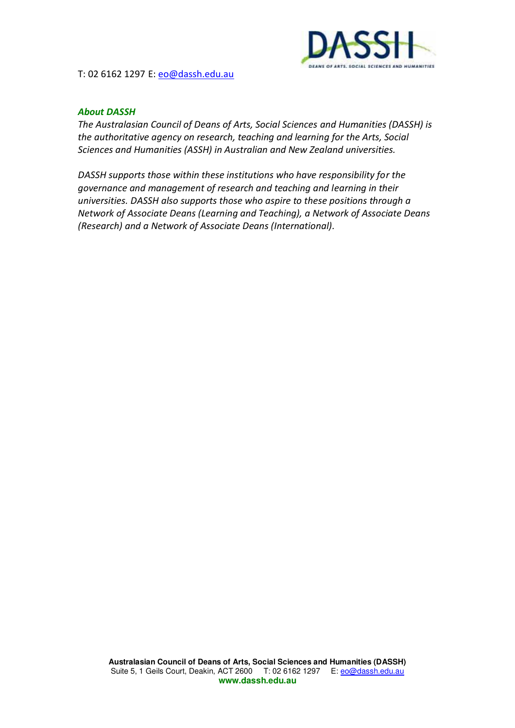T: 02 6162 1297 E: eo@dassh.edu.au

***About DASSH***

*The Australasian Council of Deans of Arts, Social Sciences and Humanities (DASSH) is the authoritative agency on research, teaching and learning for the Arts, Social Sciences and Humanities (ASSH) in Australian and New Zealand universities.*

*DASSH supports those within these institutions who have responsibility for the governance and management of research and teaching and learning in their universities. DASSH also supports those who aspire to these positions through a Network of Associate Deans (Learning and Teaching), a Network of Associate Deans (Research) and a Network of Associate Deans (International).*

**Australasian Council of Deans of Arts, Social Sciences and Humanities (DASSH)**
Suite 5, 1 Geils Court, Deakin, ACT 2600 T: 02 6162 1297 E: eo@dassh.edu.au
**www.dassh.edu.au**